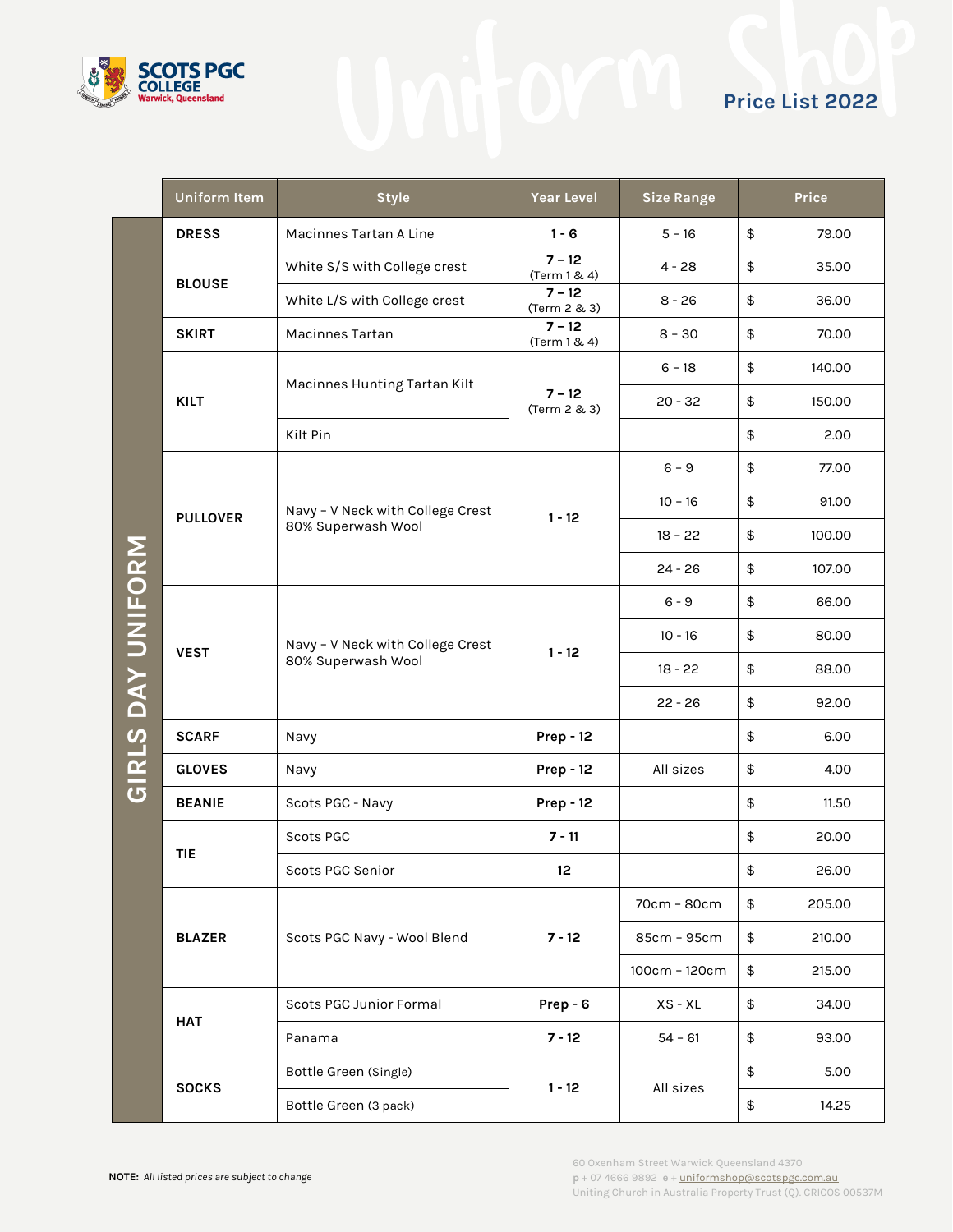# SCOTS PGC COLLEGE
Warwick, Queensland

## Uniform Shop

## Price List 2022

### GIRLS DAY UNIFORM

| Uniform Item | Style | Year Level | Size Range | Price |
|---|---|---|---|---|
| DRESS | Macinnes Tartan A Line | 1 - 6 | 5 - 16 | $ 79.00 |
| BLOUSE | White S/S with College crest | 7 - 12 (Term 1 & 4) | 4 - 28 | $ 35.00 |
| | White L/S with College crest | 7 - 12 (Term 2 & 3) | 8 - 26 | $ 36.00 |
| SKIRT | Macinnes Tartan | 7 - 12 (Term 1 & 4) | 8 - 30 | $ 70.00 |
| KILT | Macinnes Hunting Tartan Kilt | 7 - 12 (Term 2 & 3) | 6 - 18 | $ 140.00 |
| | | | 20 - 32 | $ 150.00 |
| | Kilt Pin | | | $ 2.00 |
| PULLOVER | Navy - V Neck with College Crest 80% Superwash Wool | 1 - 12 | 6 - 9 | $ 77.00 |
| | | | 10 - 16 | $ 91.00 |
| | | | 18 - 22 | $ 100.00 |
| | | | 24 - 26 | $ 107.00 |
| VEST | Navy - V Neck with College Crest 80% Superwash Wool | 1 - 12 | 6 - 9 | $ 66.00 |
| | | | 10 - 16 | $ 80.00 |
| | | | 18 - 22 | $ 88.00 |
| | | | 22 - 26 | $ 92.00 |
| SCARF | Navy | Prep - 12 | | $ 6.00 |
| GLOVES | Navy | Prep - 12 | All sizes | $ 4.00 |
| BEANIE | Scots PGC - Navy | Prep - 12 | | $ 11.50 |
| TIE | Scots PGC | 7 - 11 | | $ 20.00 |
| | Scots PGC Senior | 12 | | $ 26.00 |
| BLAZER | Scots PGC Navy - Wool Blend | 7 - 12 | 70cm - 80cm | $ 205.00 |
| | | | 85cm - 95cm | $ 210.00 |
| | | | 100cm - 120cm | $ 215.00 |
| HAT | Scots PGC Junior Formal | Prep - 6 | XS - XL | $ 34.00 |
| | Panama | 7 - 12 | 54 - 61 | $ 93.00 |
| SOCKS | Bottle Green (Single) | 1 - 12 | All sizes | $ 5.00 |
| | Bottle Green (3 pack) | | | $ 14.25 |

**NOTE:** *All listed prices are subject to change*

60 Oxenham Street Warwick Queensland 4370
p + 07 4666 9892 e + uniformshop@scotspgc.com.au
Uniting Church in Australia Property Trust (Q). CRICOS 00537M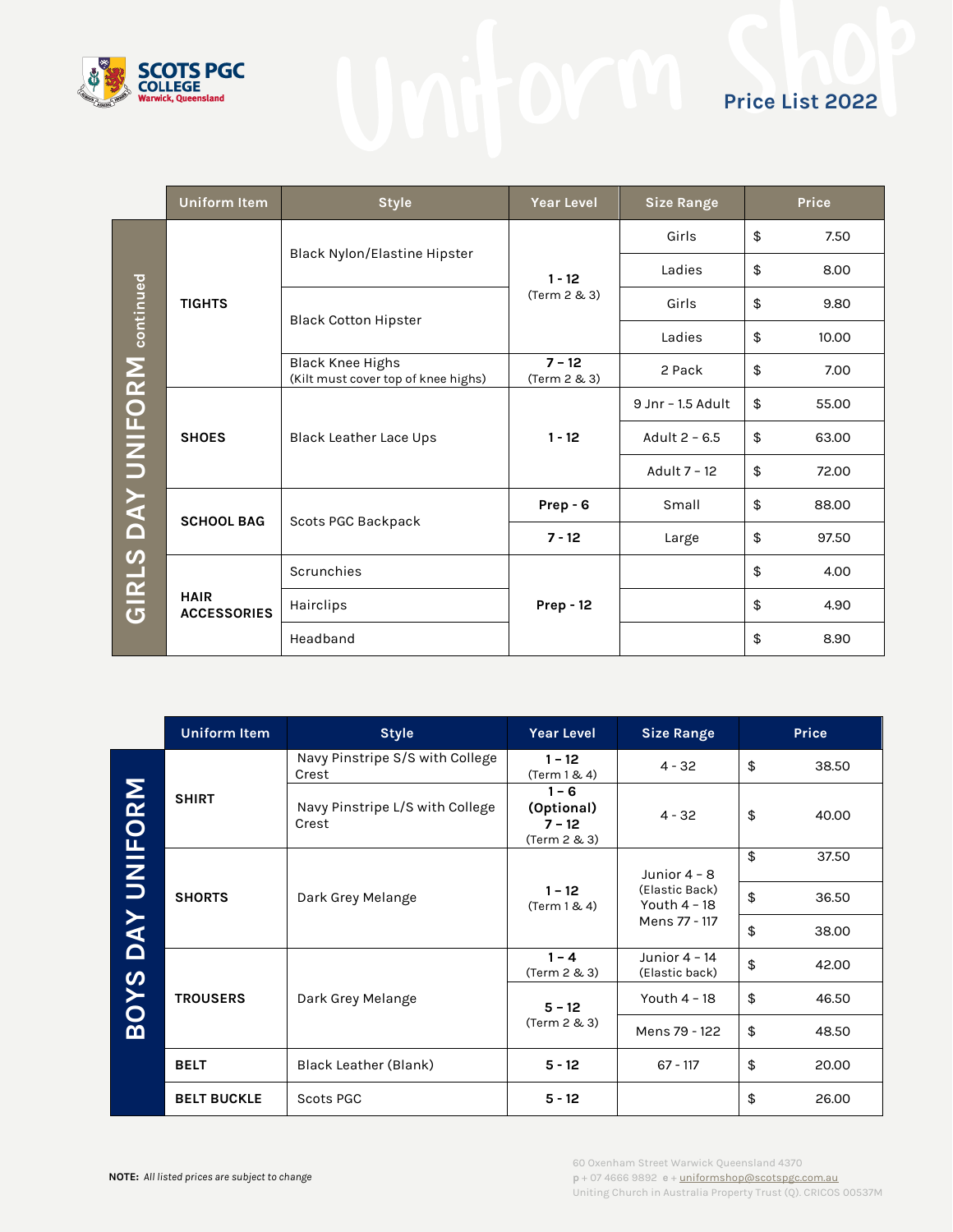SCOTS PGC COLLEGE
Warwick, Queensland

# Uniform Shop

## Price List 2022

### GIRLS DAY UNIFORM continued

| Uniform Item | Style | Year Level | Size Range | Price |
|---|---|---|---|---|
| TIGHTS | Black Nylon/Elastine Hipster | 1 - 12 (Term 2 & 3) | Girls | $ 7.50 |
| | | | Ladies | $ 8.00 |
| | Black Cotton Hipster | | Girls | $ 9.80 |
| | | | Ladies | $ 10.00 |
| | Black Knee Highs (Kilt must cover top of knee highs) | 7 – 12 (Term 2 & 3) | 2 Pack | $ 7.00 |
| SHOES | Black Leather Lace Ups | 1 - 12 | 9 Jnr – 1.5 Adult | $ 55.00 |
| | | | Adult 2 – 6.5 | $ 63.00 |
| | | | Adult 7 – 12 | $ 72.00 |
| SCHOOL BAG | Scots PGC Backpack | Prep - 6 | Small | $ 88.00 |
| | | 7 - 12 | Large | $ 97.50 |
| HAIR ACCESSORIES | Scrunchies | Prep - 12 | | $ 4.00 |
| | Hairclips | | | $ 4.90 |
| | Headband | | | $ 8.90 |

### BOYS DAY UNIFORM

| Uniform Item | Style | Year Level | Size Range | Price |
|---|---|---|---|---|
| SHIRT | Navy Pinstripe S/S with College Crest | 1 – 12 (Term 1 & 4) | 4 - 32 | $ 38.50 |
| | Navy Pinstripe L/S with College Crest | 1 – 6 (Optional) 7 – 12 (Term 2 & 3) | 4 - 32 | $ 40.00 |
| SHORTS | Dark Grey Melange | 1 – 12 (Term 1 & 4) | Junior 4 – 8 (Elastic Back) | $ 37.50 |
| | | | Youth 4 – 18 | $ 36.50 |
| | | | Mens 77 - 117 | $ 38.00 |
| TROUSERS | Dark Grey Melange | 1 – 4 (Term 2 & 3) | Junior 4 – 14 (Elastic back) | $ 42.00 |
| | | 5 – 12 (Term 2 & 3) | Youth 4 – 18 | $ 46.50 |
| | | | Mens 79 - 122 | $ 48.50 |
| BELT | Black Leather (Blank) | 5 - 12 | 67 - 117 | $ 20.00 |
| BELT BUCKLE | Scots PGC | 5 - 12 | | $ 26.00 |

**NOTE:** *All listed prices are subject to change*

60 Oxenham Street Warwick Queensland 4370
p + 07 4666 9892 e + uniformshop@scotspgc.com.au
Uniting Church in Australia Property Trust (Q). CRICOS 00537M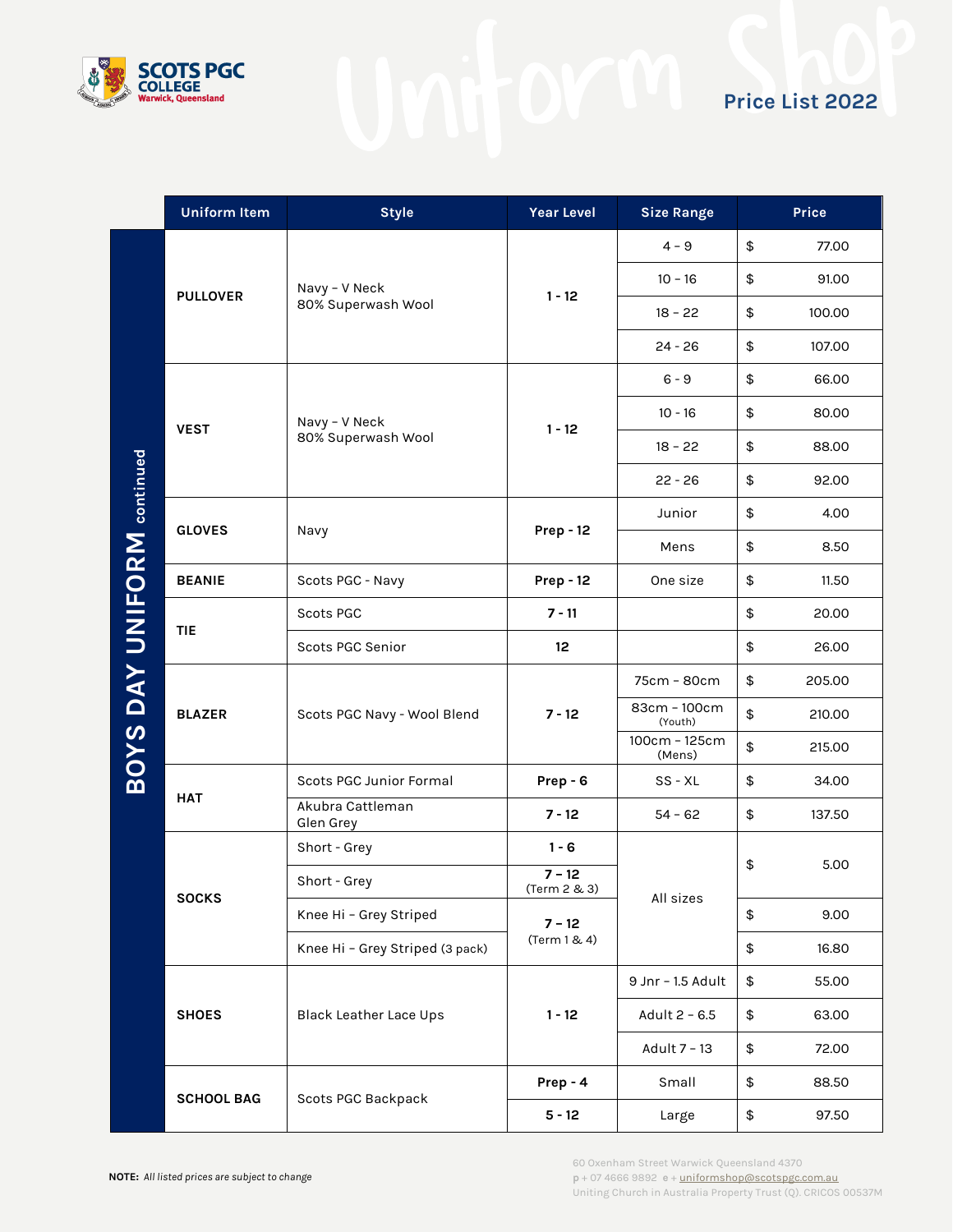**SCOTS PGC COLLEGE**
Warwick, Queensland

# Uniform Shop

## Price List 2022

## BOYS DAY UNIFORM continued

| Uniform Item | Style | Year Level | Size Range | Price |
|---|---|---|---|---|
| PULLOVER | Navy - V Neck 80% Superwash Wool | 1 - 12 | 4 - 9 | $ 77.00 |
| | | | 10 - 16 | $ 91.00 |
| | | | 18 - 22 | $ 100.00 |
| | | | 24 - 26 | $ 107.00 |
| VEST | Navy - V Neck 80% Superwash Wool | 1 - 12 | 6 - 9 | $ 66.00 |
| | | | 10 - 16 | $ 80.00 |
| | | | 18 - 22 | $ 88.00 |
| | | | 22 - 26 | $ 92.00 |
| GLOVES | Navy | Prep - 12 | Junior | $ 4.00 |
| | | | Mens | $ 8.50 |
| BEANIE | Scots PGC - Navy | Prep - 12 | One size | $ 11.50 |
| TIE | Scots PGC | 7 - 11 | | $ 20.00 |
| | Scots PGC Senior | 12 | | $ 26.00 |
| BLAZER | Scots PGC Navy - Wool Blend | 7 - 12 | 75cm - 80cm | $ 205.00 |
| | | | 83cm - 100cm (Youth) | $ 210.00 |
| | | | 100cm - 125cm (Mens) | $ 215.00 |
| HAT | Scots PGC Junior Formal | Prep - 6 | SS - XL | $ 34.00 |
| | Akubra Cattleman Glen Grey | 7 - 12 | 54 - 62 | $ 137.50 |
| SOCKS | Short - Grey | 1 - 6 | All sizes | $ 5.00 |
| | Short - Grey | 7 - 12 (Term 2 & 3) | | |
| | Knee Hi - Grey Striped | 7 - 12 (Term 1 & 4) | | $ 9.00 |
| | Knee Hi - Grey Striped (3 pack) | | | $ 16.80 |
| SHOES | Black Leather Lace Ups | 1 - 12 | 9 Jnr - 1.5 Adult | $ 55.00 |
| | | | Adult 2 - 6.5 | $ 63.00 |
| | | | Adult 7 - 13 | $ 72.00 |
| SCHOOL BAG | Scots PGC Backpack | Prep - 4 | Small | $ 88.50 |
| | | 5 - 12 | Large | $ 97.50 |

**NOTE:** *All listed prices are subject to change*

60 Oxenham Street Warwick Queensland 4370
p + 07 4666 9892 e + uniformshop@scotspgc.com.au
Uniting Church in Australia Property Trust (Q). CRICOS 00537M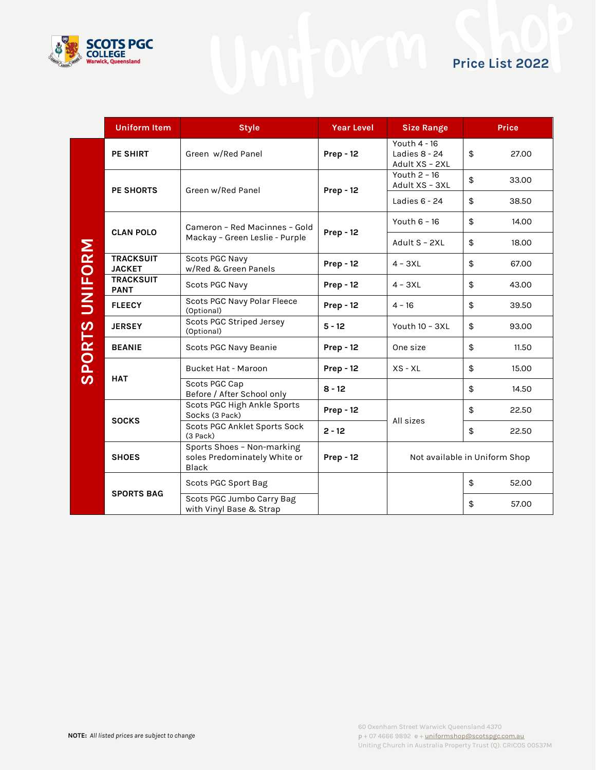# SCOTS PGC COLLEGE
Warwick, Queensland

## Uniform Shop Price List 2022

## SPORTS UNIFORM

| Uniform Item | Style | Year Level | Size Range | Price |
|---|---|---|---|---|
| **PE SHIRT** | Green w/Red Panel | **Prep - 12** | Youth 4 - 16<br>Ladies 8 - 24<br>Adult XS – 2XL | $ 27.00 |
| **PE SHORTS** | Green w/Red Panel | **Prep - 12** | Youth 2 – 16<br>Adult XS – 3XL | $ 33.00 |
| | | | Ladies 6 - 24 | $ 38.50 |
| **CLAN POLO** | Cameron – Red Macinnes – Gold<br>Mackay – Green Leslie - Purple | **Prep - 12** | Youth 6 – 16 | $ 14.00 |
| | | | Adult S – 2XL | $ 18.00 |
| **TRACKSUIT JACKET** | Scots PGC Navy w/Red & Green Panels | **Prep - 12** | 4 – 3XL | $ 67.00 |
| **TRACKSUIT PANT** | Scots PGC Navy | **Prep - 12** | 4 – 3XL | $ 43.00 |
| **FLEECY** | Scots PGC Navy Polar Fleece (Optional) | **Prep - 12** | 4 – 16 | $ 39.50 |
| **JERSEY** | Scots PGC Striped Jersey (Optional) | **5 - 12** | Youth 10 – 3XL | $ 93.00 |
| **BEANIE** | Scots PGC Navy Beanie | **Prep - 12** | One size | $ 11.50 |
| **HAT** | Bucket Hat - Maroon | **Prep - 12** | XS - XL | $ 15.00 |
| | Scots PGC Cap<br>Before / After School only | **8 - 12** | | $ 14.50 |
| **SOCKS** | Scots PGC High Ankle Sports Socks (3 Pack) | **Prep - 12** | All sizes | $ 22.50 |
| | Scots PGC Anklet Sports Sock (3 Pack) | **2 - 12** | | $ 22.50 |
| **SHOES** | Sports Shoes – Non-marking soles Predominately White or Black | **Prep - 12** | Not available in Uniform Shop | |
| **SPORTS BAG** | Scots PGC Sport Bag | | | $ 52.00 |
| | Scots PGC Jumbo Carry Bag with Vinyl Base & Strap | | | $ 57.00 |

**NOTE:** *All listed prices are subject to change*

60 Oxenham Street Warwick Queensland 4370
p + 07 4666 9892 e + uniformshop@scotspgc.com.au
Uniting Church in Australia Property Trust (Q). CRICOS 00537M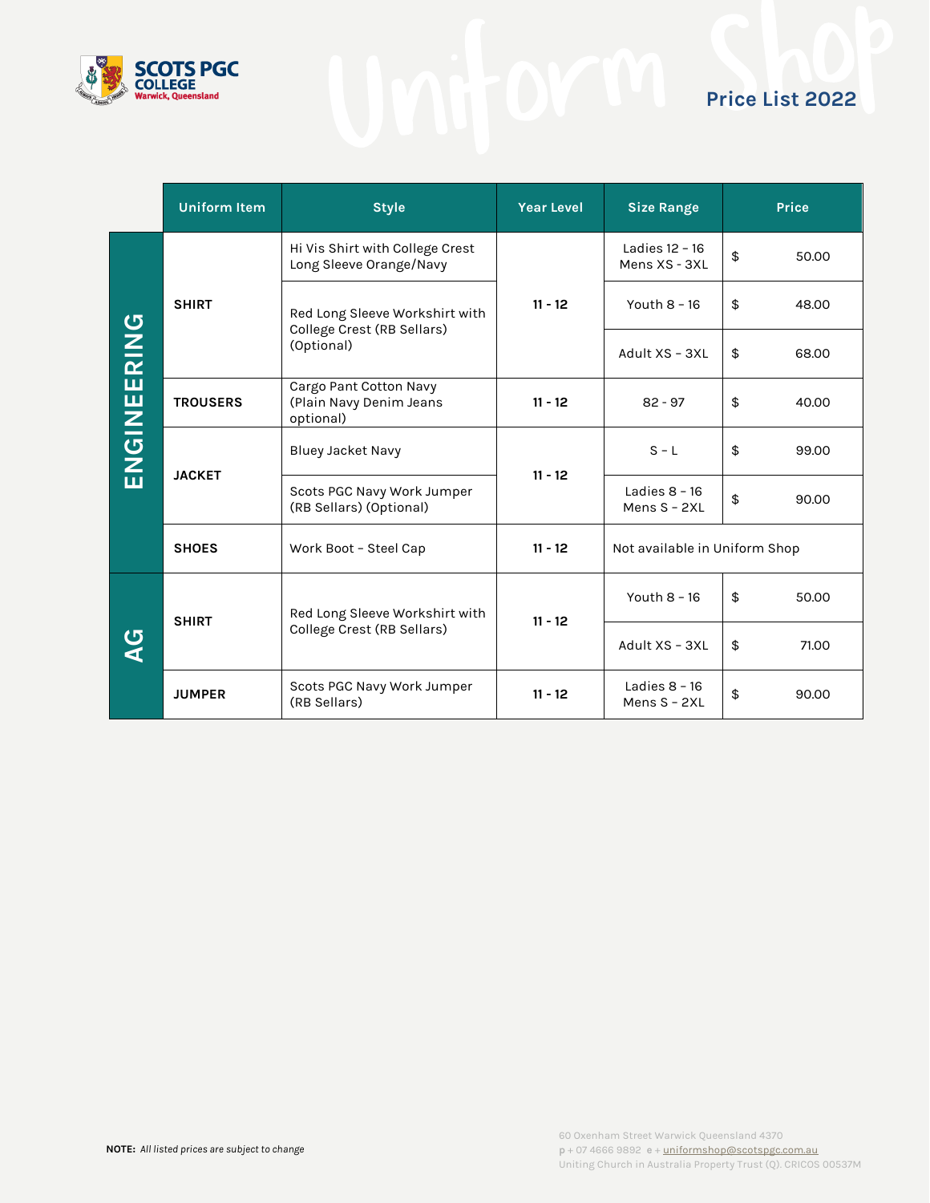SCOTS PGC COLLEGE
Warwick, Queensland

# Uniform Shop

## Price List 2022

| | Uniform Item | Style | Year Level | Size Range | Price |
|---|---|---|---|---|---|
| ENGINEERING | SHIRT | Hi Vis Shirt with College Crest Long Sleeve Orange/Navy | 11 - 12 | Ladies 12 - 16 Mens XS - 3XL | $ 50.00 |
| | | Red Long Sleeve Workshirt with College Crest (RB Sellars) (Optional) | | Youth 8 - 16 | $ 48.00 |
| | | | | Adult XS - 3XL | $ 68.00 |
| | TROUSERS | Cargo Pant Cotton Navy (Plain Navy Denim Jeans optional) | 11 - 12 | 82 - 97 | $ 40.00 |
| | JACKET | Bluey Jacket Navy | 11 - 12 | S - L | $ 99.00 |
| | | Scots PGC Navy Work Jumper (RB Sellars) (Optional) | | Ladies 8 - 16 Mens S - 2XL | $ 90.00 |
| | SHOES | Work Boot - Steel Cap | 11 - 12 | Not available in Uniform Shop | |
| AG | SHIRT | Red Long Sleeve Workshirt with College Crest (RB Sellars) | 11 - 12 | Youth 8 - 16 | $ 50.00 |
| | | | | Adult XS - 3XL | $ 71.00 |
| | JUMPER | Scots PGC Navy Work Jumper (RB Sellars) | 11 - 12 | Ladies 8 - 16 Mens S - 2XL | $ 90.00 |

**NOTE:** *All listed prices are subject to change*

60 Oxenham Street Warwick Queensland 4370
p + 07 4666 9892 e + uniformshop@scotspgc.com.au
Uniting Church in Australia Property Trust (Q). CRICOS 00537M